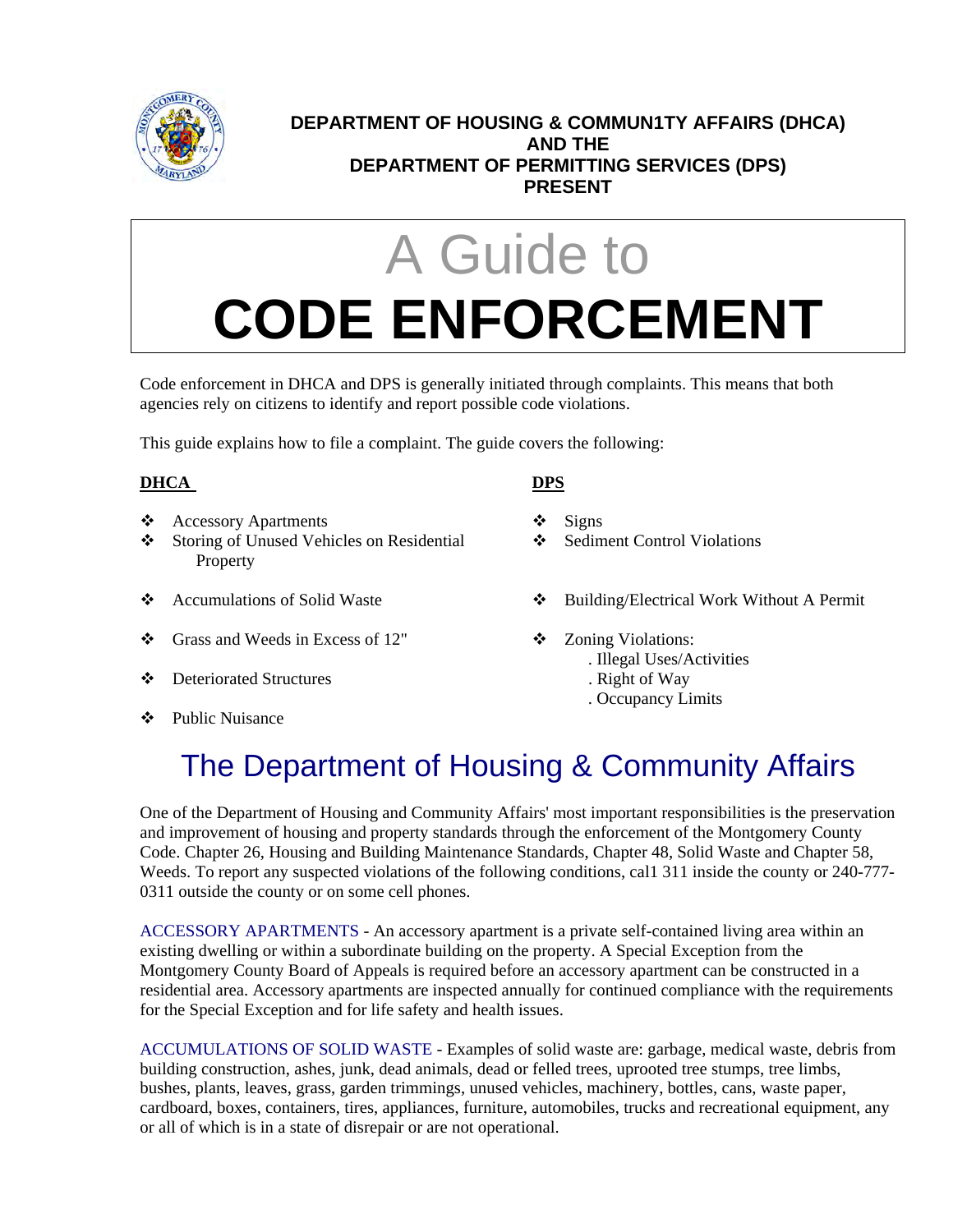**DEPARTMENT OF HOUSING & COMMUN1TY AFFAIRS (DHCA)**
**AND THE**
**DEPARTMENT OF PERMITTING SERVICES (DPS)**
**PRESENT**

# A Guide to CODE ENFORCEMENT

Code enforcement in DHCA and DPS is generally initiated through complaints. This means that both agencies rely on citizens to identify and report possible code violations.

This guide explains how to file a complaint. The guide covers the following:

**DHCA**

- Accessory Apartments
- Storing of Unused Vehicles on Residential Property
- Accumulations of Solid Waste
- Grass and Weeds in Excess of 12"
- Deteriorated Structures
- Public Nuisance

**DPS**

- Signs
- Sediment Control Violations
- Building/Electrical Work Without A Permit
- Zoning Violations:
  - . Illegal Uses/Activities
  - . Right of Way
  - . Occupancy Limits

## The Department of Housing & Community Affairs

One of the Department of Housing and Community Affairs' most important responsibilities is the preservation and improvement of housing and property standards through the enforcement of the Montgomery County Code. Chapter 26, Housing and Building Maintenance Standards, Chapter 48, Solid Waste and Chapter 58, Weeds. To report any suspected violations of the following conditions, cal1 311 inside the county or 240-777-0311 outside the county or on some cell phones.

ACCESSORY APARTMENTS - An accessory apartment is a private self-contained living area within an existing dwelling or within a subordinate building on the property. A Special Exception from the Montgomery County Board of Appeals is required before an accessory apartment can be constructed in a residential area. Accessory apartments are inspected annually for continued compliance with the requirements for the Special Exception and for life safety and health issues.

ACCUMULATIONS OF SOLID WASTE - Examples of solid waste are: garbage, medical waste, debris from building construction, ashes, junk, dead animals, dead or felled trees, uprooted tree stumps, tree limbs, bushes, plants, leaves, grass, garden trimmings, unused vehicles, machinery, bottles, cans, waste paper, cardboard, boxes, containers, tires, appliances, furniture, automobiles, trucks and recreational equipment, any or all of which is in a state of disrepair or are not operational.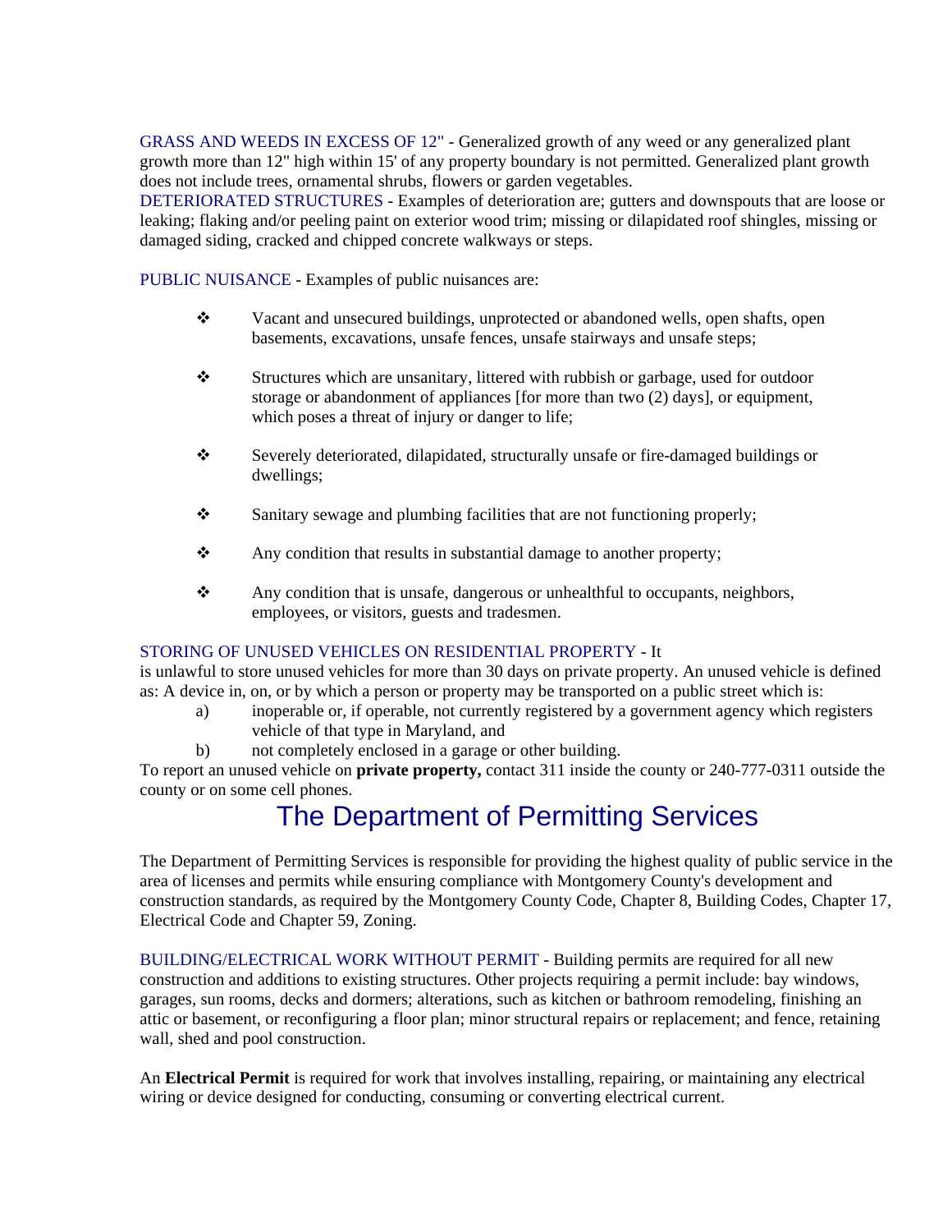GRASS AND WEEDS IN EXCESS OF 12" - Generalized growth of any weed or any generalized plant growth more than 12" high within 15' of any property boundary is not permitted. Generalized plant growth does not include trees, ornamental shrubs, flowers or garden vegetables.

DETERIORATED STRUCTURES - Examples of deterioration are; gutters and downspouts that are loose or leaking; flaking and/or peeling paint on exterior wood trim; missing or dilapidated roof shingles, missing or damaged siding, cracked and chipped concrete walkways or steps.

PUBLIC NUISANCE - Examples of public nuisances are:

- Vacant and unsecured buildings, unprotected or abandoned wells, open shafts, open basements, excavations, unsafe fences, unsafe stairways and unsafe steps;
- Structures which are unsanitary, littered with rubbish or garbage, used for outdoor storage or abandonment of appliances [for more than two (2) days], or equipment, which poses a threat of injury or danger to life;
- Severely deteriorated, dilapidated, structurally unsafe or fire-damaged buildings or dwellings;
- Sanitary sewage and plumbing facilities that are not functioning properly;
- Any condition that results in substantial damage to another property;
- Any condition that is unsafe, dangerous or unhealthful to occupants, neighbors, employees, or visitors, guests and tradesmen.

STORING OF UNUSED VEHICLES ON RESIDENTIAL PROPERTY - It is unlawful to store unused vehicles for more than 30 days on private property. An unused vehicle is defined as: A device in, on, or by which a person or property may be transported on a public street which is:

a) inoperable or, if operable, not currently registered by a government agency which registers vehicle of that type in Maryland, and

b) not completely enclosed in a garage or other building.

To report an unused vehicle on **private property,** contact 311 inside the county or 240-777-0311 outside the county or on some cell phones.

# The Department of Permitting Services

The Department of Permitting Services is responsible for providing the highest quality of public service in the area of licenses and permits while ensuring compliance with Montgomery County's development and construction standards, as required by the Montgomery County Code, Chapter 8, Building Codes, Chapter 17, Electrical Code and Chapter 59, Zoning.

BUILDING/ELECTRICAL WORK WITHOUT PERMIT - Building permits are required for all new construction and additions to existing structures. Other projects requiring a permit include: bay windows, garages, sun rooms, decks and dormers; alterations, such as kitchen or bathroom remodeling, finishing an attic or basement, or reconfiguring a floor plan; minor structural repairs or replacement; and fence, retaining wall, shed and pool construction.

An **Electrical Permit** is required for work that involves installing, repairing, or maintaining any electrical wiring or device designed for conducting, consuming or converting electrical current.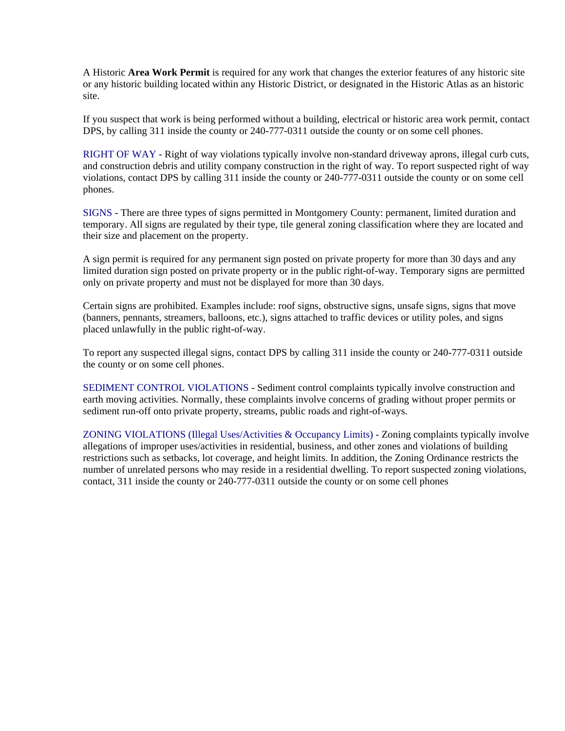A Historic **Area Work Permit** is required for any work that changes the exterior features of any historic site or any historic building located within any Historic District, or designated in the Historic Atlas as an historic site.

If you suspect that work is being performed without a building, electrical or historic area work permit, contact DPS, by calling 311 inside the county or 240-777-0311 outside the county or on some cell phones.

RIGHT OF WAY - Right of way violations typically involve non-standard driveway aprons, illegal curb cuts, and construction debris and utility company construction in the right of way. To report suspected right of way violations, contact DPS by calling 311 inside the county or 240-777-0311 outside the county or on some cell phones.

SIGNS - There are three types of signs permitted in Montgomery County: permanent, limited duration and temporary. All signs are regulated by their type, tile general zoning classification where they are located and their size and placement on the property.

A sign permit is required for any permanent sign posted on private property for more than 30 days and any limited duration sign posted on private property or in the public right-of-way. Temporary signs are permitted only on private property and must not be displayed for more than 30 days.

Certain signs are prohibited. Examples include: roof signs, obstructive signs, unsafe signs, signs that move (banners, pennants, streamers, balloons, etc.), signs attached to traffic devices or utility poles, and signs placed unlawfully in the public right-of-way.

To report any suspected illegal signs, contact DPS by calling 311 inside the county or 240-777-0311 outside the county or on some cell phones.

SEDIMENT CONTROL VIOLATIONS - Sediment control complaints typically involve construction and earth moving activities. Normally, these complaints involve concerns of grading without proper permits or sediment run-off onto private property, streams, public roads and right-of-ways.

ZONING VIOLATIONS (Illegal Uses/Activities & Occupancy Limits) - Zoning complaints typically involve allegations of improper uses/activities in residential, business, and other zones and violations of building restrictions such as setbacks, lot coverage, and height limits. In addition, the Zoning Ordinance restricts the number of unrelated persons who may reside in a residential dwelling. To report suspected zoning violations, contact, 311 inside the county or 240-777-0311 outside the county or on some cell phones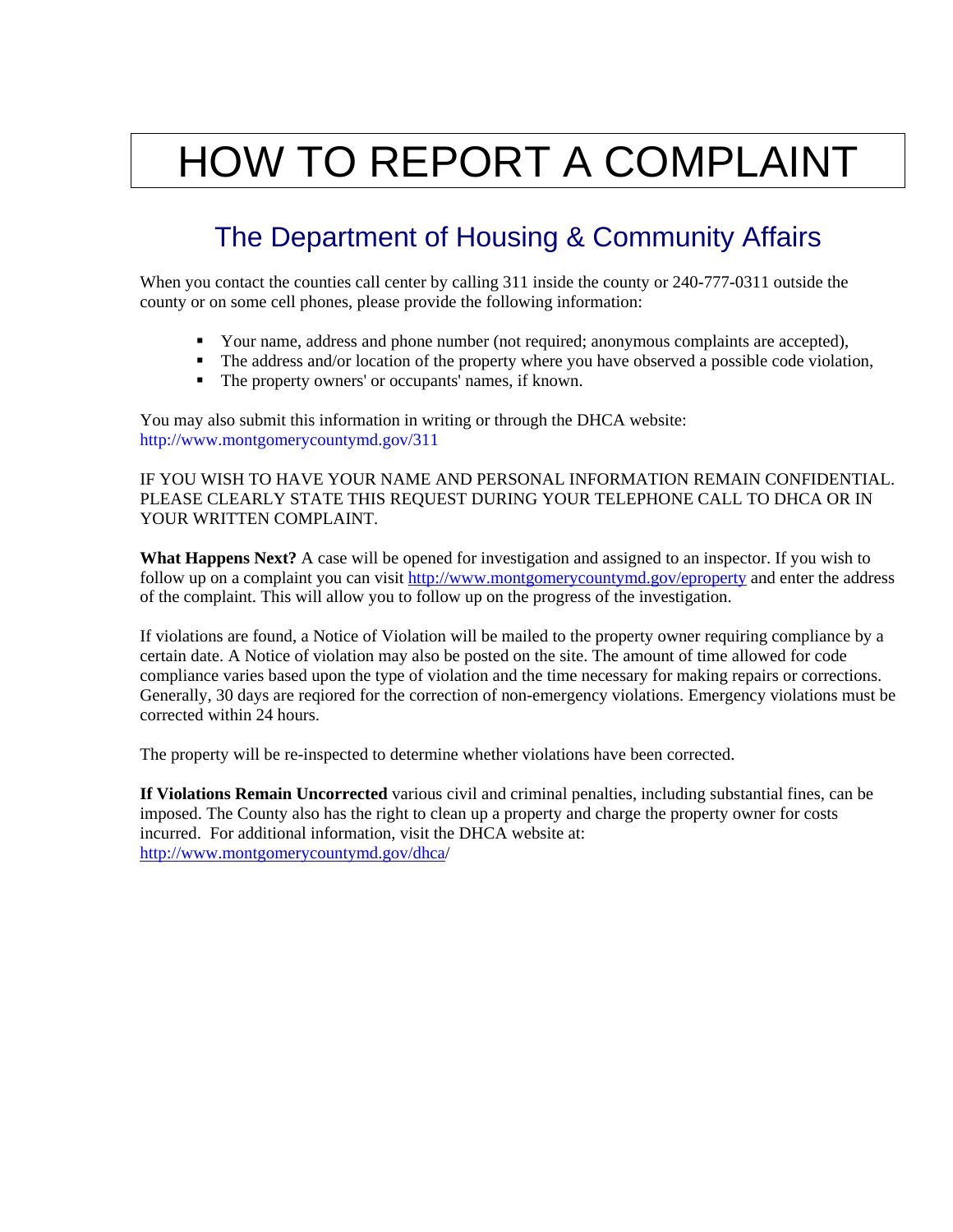# HOW TO REPORT A COMPLAINT

## The Department of Housing & Community Affairs

When you contact the counties call center by calling 311 inside the county or 240-777-0311 outside the county or on some cell phones, please provide the following information:

- Your name, address and phone number (not required; anonymous complaints are accepted),
- The address and/or location of the property where you have observed a possible code violation,
- The property owners' or occupants' names, if known.

You may also submit this information in writing or through the DHCA website: http://www.montgomerycountymd.gov/311

IF YOU WISH TO HAVE YOUR NAME AND PERSONAL INFORMATION REMAIN CONFIDENTIAL. PLEASE CLEARLY STATE THIS REQUEST DURING YOUR TELEPHONE CALL TO DHCA OR IN YOUR WRITTEN COMPLAINT.

**What Happens Next?** A case will be opened for investigation and assigned to an inspector. If you wish to follow up on a complaint you can visit http://www.montgomerycountymd.gov/eproperty and enter the address of the complaint. This will allow you to follow up on the progress of the investigation.

If violations are found, a Notice of Violation will be mailed to the property owner requiring compliance by a certain date. A Notice of violation may also be posted on the site. The amount of time allowed for code compliance varies based upon the type of violation and the time necessary for making repairs or corrections. Generally, 30 days are reqiored for the correction of non-emergency violations. Emergency violations must be corrected within 24 hours.

The property will be re-inspected to determine whether violations have been corrected.

**If Violations Remain Uncorrected** various civil and criminal penalties, including substantial fines, can be imposed. The County also has the right to clean up a property and charge the property owner for costs incurred. For additional information, visit the DHCA website at: http://www.montgomerycountymd.gov/dhca/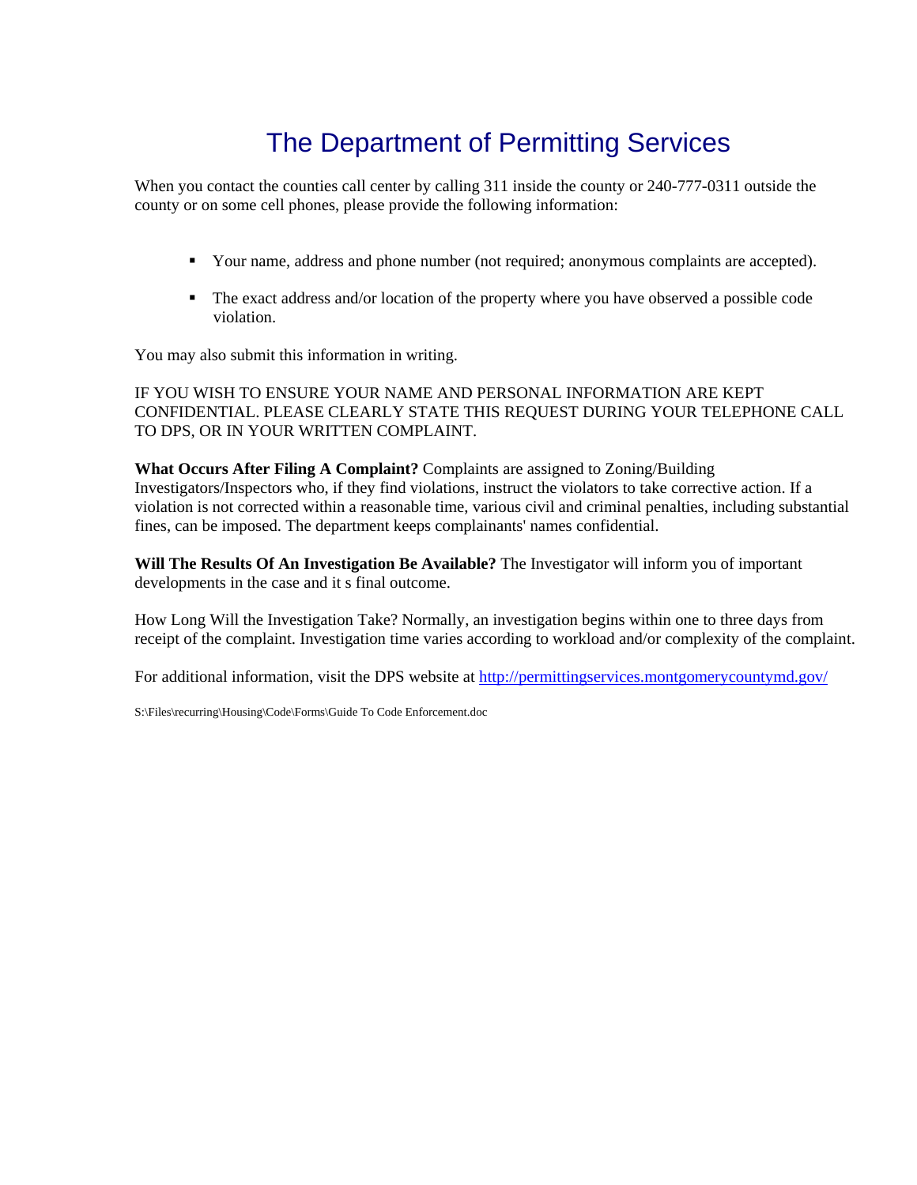# The Department of Permitting Services

When you contact the counties call center by calling 311 inside the county or 240-777-0311 outside the county or on some cell phones, please provide the following information:

- Your name, address and phone number (not required; anonymous complaints are accepted).
- The exact address and/or location of the property where you have observed a possible code violation.

You may also submit this information in writing.

IF YOU WISH TO ENSURE YOUR NAME AND PERSONAL INFORMATION ARE KEPT CONFIDENTIAL. PLEASE CLEARLY STATE THIS REQUEST DURING YOUR TELEPHONE CALL TO DPS, OR IN YOUR WRITTEN COMPLAINT.

**What Occurs After Filing A Complaint?** Complaints are assigned to Zoning/Building Investigators/Inspectors who, if they find violations, instruct the violators to take corrective action. If a violation is not corrected within a reasonable time, various civil and criminal penalties, including substantial fines, can be imposed. The department keeps complainants' names confidential.

**Will The Results Of An Investigation Be Available?** The Investigator will inform you of important developments in the case and it s final outcome.

How Long Will the Investigation Take? Normally, an investigation begins within one to three days from receipt of the complaint. Investigation time varies according to workload and/or complexity of the complaint.

For additional information, visit the DPS website at [http://permittingservices.montgomerycountymd.gov/](http://permittingservices.montgomerycountymd.gov/)

S:\Files\recurring\Housing\Code\Forms\Guide To Code Enforcement.doc